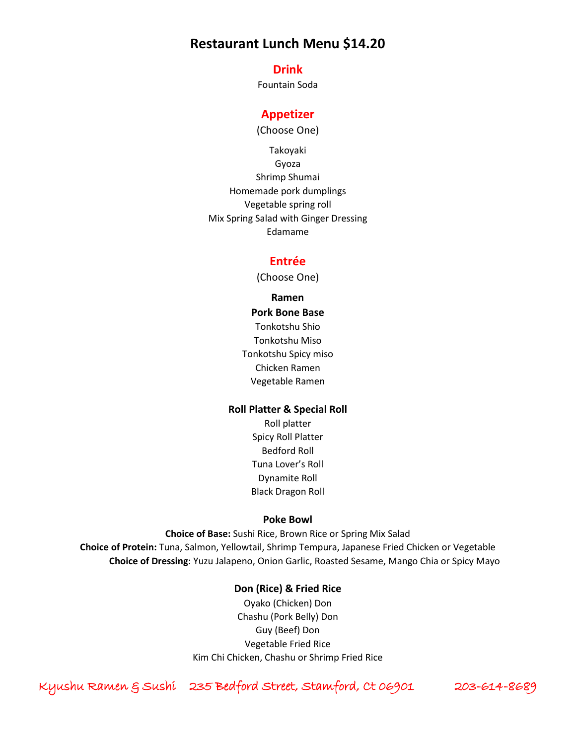# Restaurant Lunch Menu $14.20

## Drink

Fountain Soda

## Appetizer

(Choose One)

Takoyaki
Gyoza
Shrimp Shumai
Homemade pork dumplings
Vegetable spring roll
Mix Spring Salad with Ginger Dressing
Edamame

## Entrée

(Choose One)

### Ramen

**Pork Bone Base**

Tonkotshu Shio
Tonkotshu Miso
Tonkotshu Spicy miso
Chicken Ramen
Vegetable Ramen

### Roll Platter & Special Roll

Roll platter
Spicy Roll Platter
Bedford Roll
Tuna Lover's Roll
Dynamite Roll
Black Dragon Roll

### Poke Bowl

**Choice of Base:** Sushi Rice, Brown Rice or Spring Mix Salad
**Choice of Protein:** Tuna, Salmon, Yellowtail, Shrimp Tempura, Japanese Fried Chicken or Vegetable
**Choice of Dressing**: Yuzu Jalapeno, Onion Garlic, Roasted Sesame, Mango Chia or Spicy Mayo

### Don (Rice) & Fried Rice

Oyako (Chicken) Don
Chashu (Pork Belly) Don
Guy (Beef) Don
Vegetable Fried Rice
Kim Chi Chicken, Chashu or Shrimp Fried Rice

Kyushu Ramen & Sushi 235 Bedford Street, Stamford, Ct 06901 203-614-8689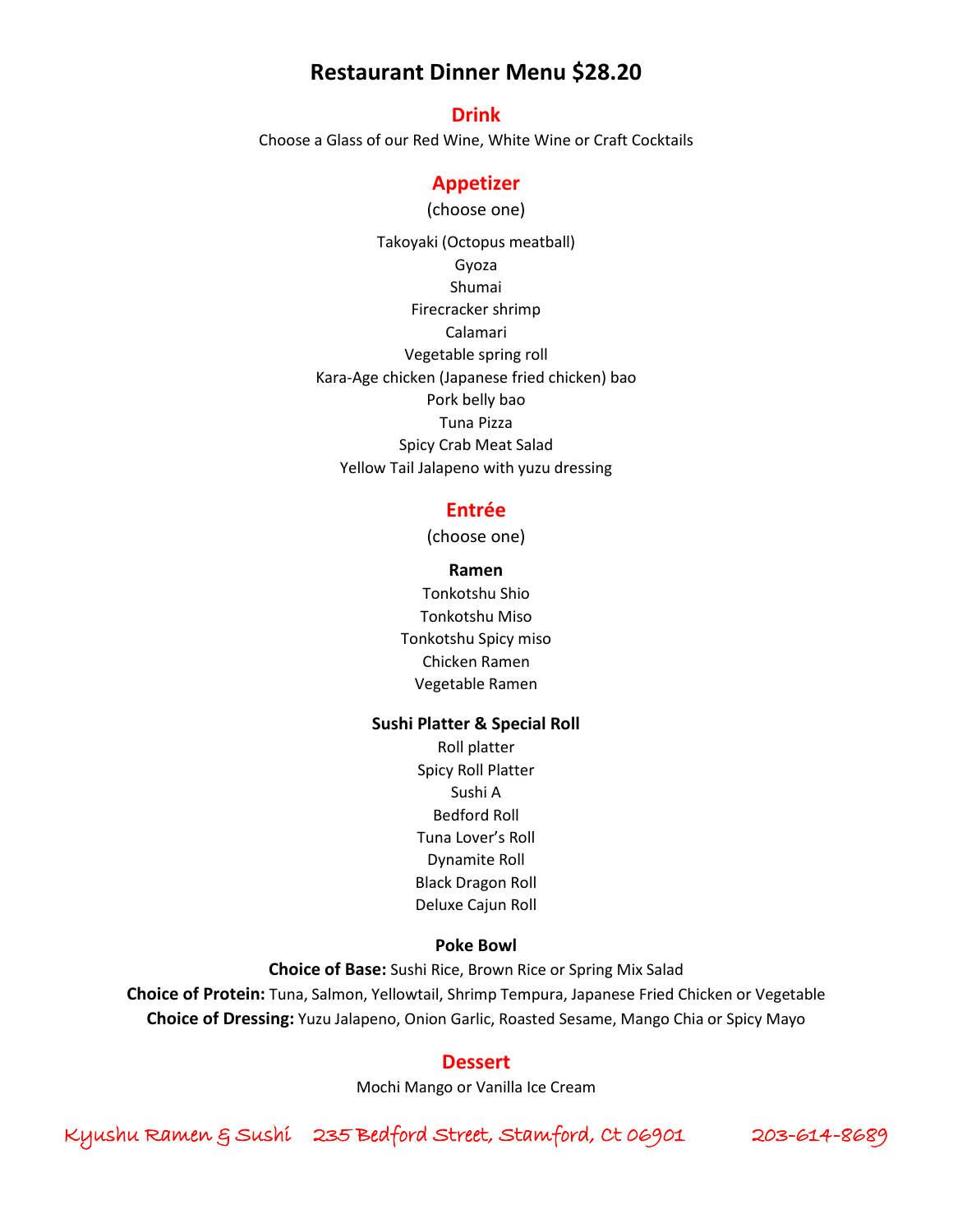# Restaurant Dinner Menu $28.20

## Drink

Choose a Glass of our Red Wine, White Wine or Craft Cocktails

## Appetizer

(choose one)

Takoyaki (Octopus meatball)
Gyoza
Shumai
Firecracker shrimp
Calamari
Vegetable spring roll
Kara-Age chicken (Japanese fried chicken) bao
Pork belly bao
Tuna Pizza
Spicy Crab Meat Salad
Yellow Tail Jalapeno with yuzu dressing

## Entrée

(choose one)

### Ramen

Tonkotshu Shio
Tonkotshu Miso
Tonkotshu Spicy miso
Chicken Ramen
Vegetable Ramen

### Sushi Platter & Special Roll

Roll platter
Spicy Roll Platter
Sushi A
Bedford Roll
Tuna Lover's Roll
Dynamite Roll
Black Dragon Roll
Deluxe Cajun Roll

### Poke Bowl

**Choice of Base:** Sushi Rice, Brown Rice or Spring Mix Salad
**Choice of Protein:** Tuna, Salmon, Yellowtail, Shrimp Tempura, Japanese Fried Chicken or Vegetable
**Choice of Dressing:** Yuzu Jalapeno, Onion Garlic, Roasted Sesame, Mango Chia or Spicy Mayo

## Dessert

Mochi Mango or Vanilla Ice Cream

Kyushu Ramen & Sushi 235 Bedford Street, Stamford, Ct 06901 203-614-8689